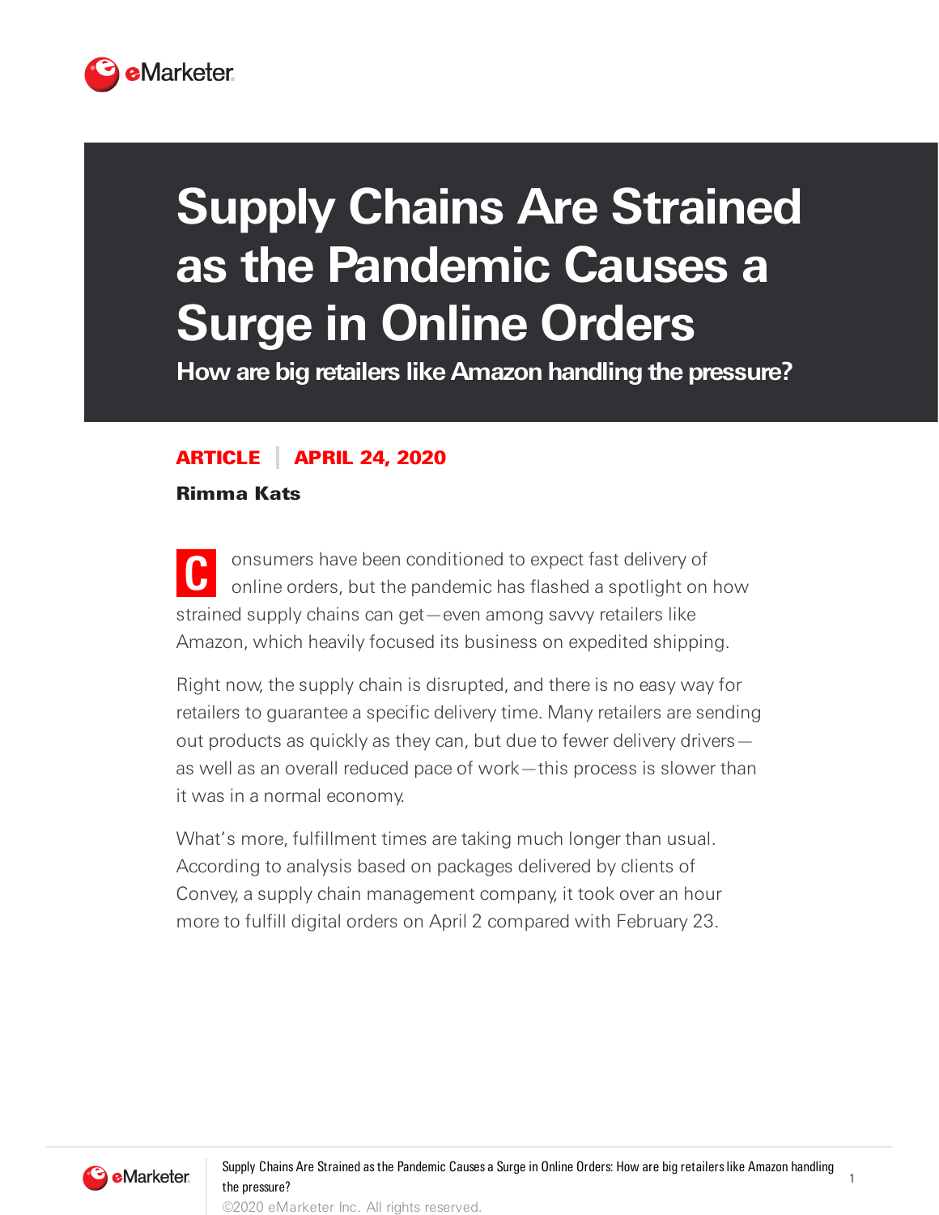# Supply Chains Are Strained as the Pandemic Causes a Surge in Online Orders

## How are big retailers like Amazon handling the pressure?

**ARTICLE | APRIL 24, 2020**

**Rimma Kats**

Consumers have been conditioned to expect fast delivery of online orders, but the pandemic has flashed a spotlight on how strained supply chains can get—even among savvy retailers like Amazon, which heavily focused its business on expedited shipping.

Right now, the supply chain is disrupted, and there is no easy way for retailers to guarantee a specific delivery time. Many retailers are sending out products as quickly as they can, but due to fewer delivery drivers—as well as an overall reduced pace of work—this process is slower than it was in a normal economy.

What's more, fulfillment times are taking much longer than usual. According to analysis based on packages delivered by clients of Convey, a supply chain management company, it took over an hour more to fulfill digital orders on April 2 compared with February 23.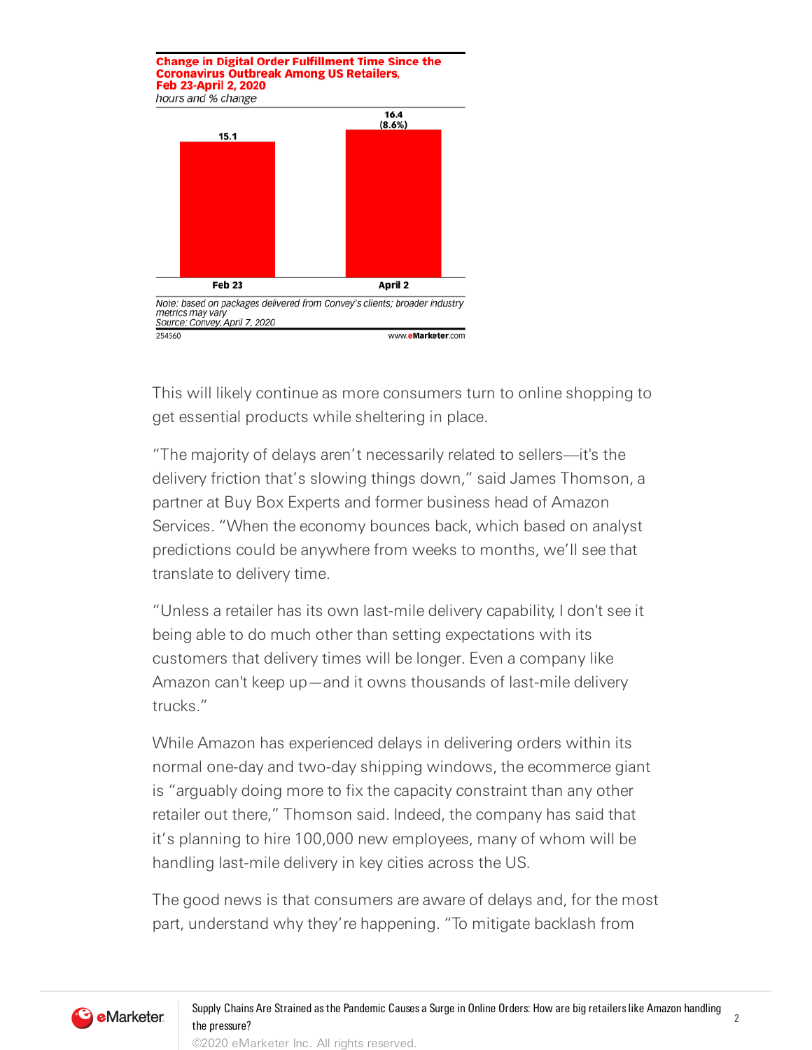**Change in Digital Order Fulfillment Time Since the Coronavirus Outbreak Among US Retailers, Feb 23-April 2, 2020**
*hours and % change*

| Feb 23 | April 2 |
|---|---|
| 15.1 | 16.4 (8.6%) |

*Note: based on packages delivered from Convey's clients; broader industry metrics may vary*
*Source: Convey, April 7, 2020*

254560 www.eMarketer.com

This will likely continue as more consumers turn to online shopping to get essential products while sheltering in place.

"The majority of delays aren't necessarily related to sellers—it's the delivery friction that's slowing things down," said James Thomson, a partner at Buy Box Experts and former business head of Amazon Services. "When the economy bounces back, which based on analyst predictions could be anywhere from weeks to months, we'll see that translate to delivery time.

"Unless a retailer has its own last-mile delivery capability, I don't see it being able to do much other than setting expectations with its customers that delivery times will be longer. Even a company like Amazon can't keep up—and it owns thousands of last-mile delivery trucks."

While Amazon has experienced delays in delivering orders within its normal one-day and two-day shipping windows, the ecommerce giant is "arguably doing more to fix the capacity constraint than any other retailer out there," Thomson said. Indeed, the company has said that it's planning to hire 100,000 new employees, many of whom will be handling last-mile delivery in key cities across the US.

The good news is that consumers are aware of delays and, for the most part, understand why they're happening. "To mitigate backlash from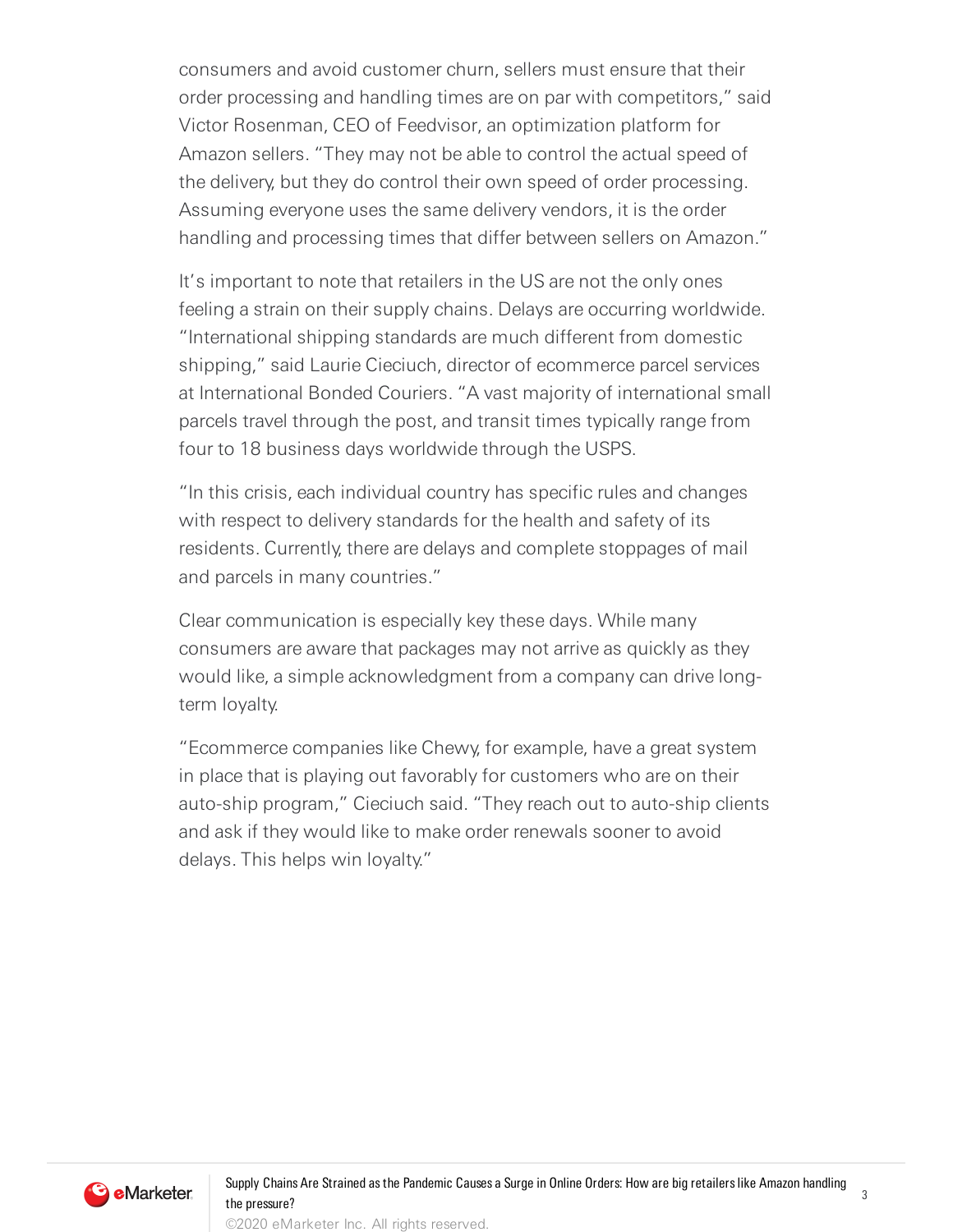consumers and avoid customer churn, sellers must ensure that their order processing and handling times are on par with competitors," said Victor Rosenman, CEO of Feedvisor, an optimization platform for Amazon sellers. "They may not be able to control the actual speed of the delivery, but they do control their own speed of order processing. Assuming everyone uses the same delivery vendors, it is the order handling and processing times that differ between sellers on Amazon."

It's important to note that retailers in the US are not the only ones feeling a strain on their supply chains. Delays are occurring worldwide. "International shipping standards are much different from domestic shipping," said Laurie Cieciuch, director of ecommerce parcel services at International Bonded Couriers. "A vast majority of international small parcels travel through the post, and transit times typically range from four to 18 business days worldwide through the USPS.

"In this crisis, each individual country has specific rules and changes with respect to delivery standards for the health and safety of its residents. Currently, there are delays and complete stoppages of mail and parcels in many countries."

Clear communication is especially key these days. While many consumers are aware that packages may not arrive as quickly as they would like, a simple acknowledgment from a company can drive long-term loyalty.

"Ecommerce companies like Chewy, for example, have a great system in place that is playing out favorably for customers who are on their auto-ship program," Cieciuch said. "They reach out to auto-ship clients and ask if they would like to make order renewals sooner to avoid delays. This helps win loyalty."